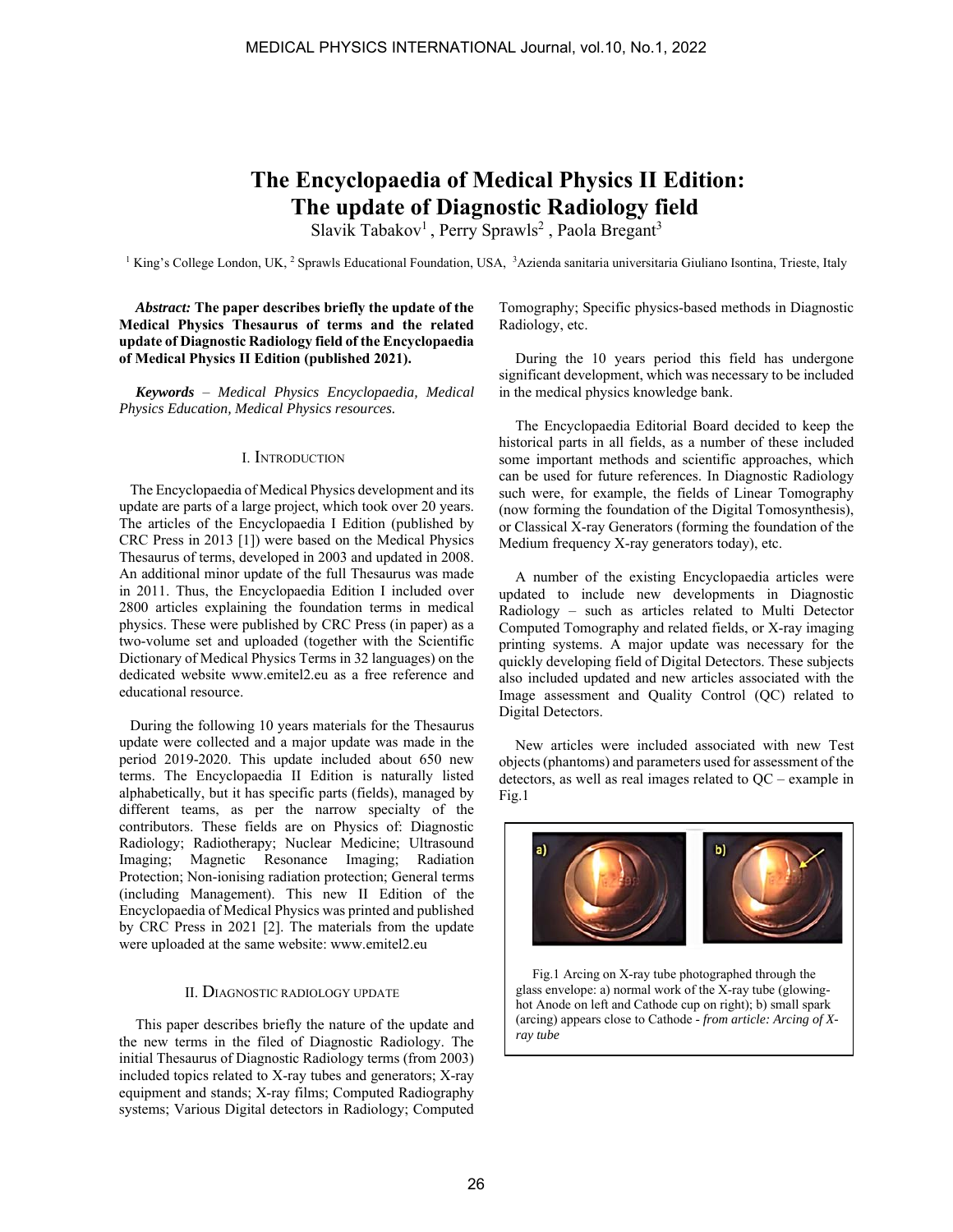# The Encyclopaedia of Medical Physics II Edition: The update of Diagnostic Radiology field

Slavik Tabakov[1] , Perry Sprawls[2] , Paola Bregant[3]

[1] King's College London, UK, [2] Sprawls Educational Foundation, USA, [3]Azienda sanitaria universitaria Giuliano Isontina, Trieste, Italy

***Abstract:*** **The paper describes briefly the update of the Medical Physics Thesaurus of terms and the related update of Diagnostic Radiology field of the Encyclopaedia of Medical Physics II Edition (published 2021).**

***Keywords*** – *Medical Physics Encyclopaedia, Medical Physics Education, Medical Physics resources.*

## I. Introduction

The Encyclopaedia of Medical Physics development and its update are parts of a large project, which took over 20 years. The articles of the Encyclopaedia I Edition (published by CRC Press in 2013 [1]) were based on the Medical Physics Thesaurus of terms, developed in 2003 and updated in 2008. An additional minor update of the full Thesaurus was made in 2011. Thus, the Encyclopaedia Edition I included over 2800 articles explaining the foundation terms in medical physics. These were published by CRC Press (in paper) as a two-volume set and uploaded (together with the Scientific Dictionary of Medical Physics Terms in 32 languages) on the dedicated website www.emitel2.eu as a free reference and educational resource.

During the following 10 years materials for the Thesaurus update were collected and a major update was made in the period 2019-2020. This update included about 650 new terms. The Encyclopaedia II Edition is naturally listed alphabetically, but it has specific parts (fields), managed by different teams, as per the narrow specialty of the contributors. These fields are on Physics of: Diagnostic Radiology; Radiotherapy; Nuclear Medicine; Ultrasound Imaging; Magnetic Resonance Imaging; Radiation Protection; Non-ionising radiation protection; General terms (including Management). This new II Edition of the Encyclopaedia of Medical Physics was printed and published by CRC Press in 2021 [2]. The materials from the update were uploaded at the same website: www.emitel2.eu

## II. Diagnostic radiology update

This paper describes briefly the nature of the update and the new terms in the filed of Diagnostic Radiology. The initial Thesaurus of Diagnostic Radiology terms (from 2003) included topics related to X-ray tubes and generators; X-ray equipment and stands; X-ray films; Computed Radiography systems; Various Digital detectors in Radiology; Computed Tomography; Specific physics-based methods in Diagnostic Radiology, etc.

During the 10 years period this field has undergone significant development, which was necessary to be included in the medical physics knowledge bank.

The Encyclopaedia Editorial Board decided to keep the historical parts in all fields, as a number of these included some important methods and scientific approaches, which can be used for future references. In Diagnostic Radiology such were, for example, the fields of Linear Tomography (now forming the foundation of the Digital Tomosynthesis), or Classical X-ray Generators (forming the foundation of the Medium frequency X-ray generators today), etc.

A number of the existing Encyclopaedia articles were updated to include new developments in Diagnostic Radiology – such as articles related to Multi Detector Computed Tomography and related fields, or X-ray imaging printing systems. A major update was necessary for the quickly developing field of Digital Detectors. These subjects also included updated and new articles associated with the Image assessment and Quality Control (QC) related to Digital Detectors.

New articles were included associated with new Test objects (phantoms) and parameters used for assessment of the detectors, as well as real images related to QC – example in Fig.1

Fig.1 Arcing on X-ray tube photographed through the glass envelope: a) normal work of the X-ray tube (glowing-hot Anode on left and Cathode cup on right); b) small spark (arcing) appears close to Cathode - *from article: Arcing of X-ray tube*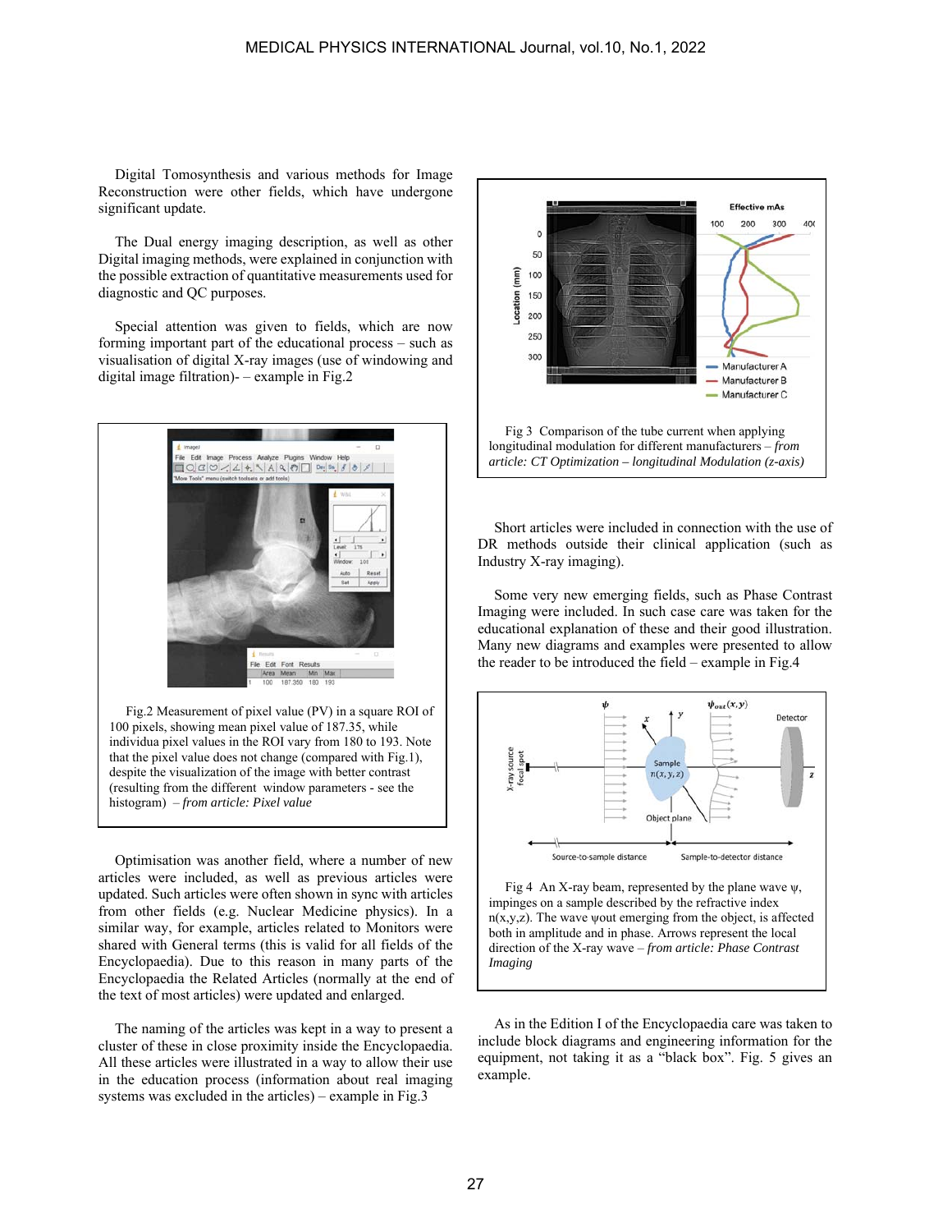Digital Tomosynthesis and various methods for Image Reconstruction were other fields, which have undergone significant update.

The Dual energy imaging description, as well as other Digital imaging methods, were explained in conjunction with the possible extraction of quantitative measurements used for diagnostic and QC purposes.

Special attention was given to fields, which are now forming important part of the educational process – such as visualisation of digital X-ray images (use of windowing and digital image filtration)- – example in Fig.2

Fig.2 Measurement of pixel value (PV) in a square ROI of 100 pixels, showing mean pixel value of 187.35, while individua pixel values in the ROI vary from 180 to 193. Note that the pixel value does not change (compared with Fig.1), despite the visualization of the image with better contrast (resulting from the different window parameters - see the histogram) – *from article: Pixel value*

Optimisation was another field, where a number of new articles were included, as well as previous articles were updated. Such articles were often shown in sync with articles from other fields (e.g. Nuclear Medicine physics). In a similar way, for example, articles related to Monitors were shared with General terms (this is valid for all fields of the Encyclopaedia). Due to this reason in many parts of the Encyclopaedia the Related Articles (normally at the end of the text of most articles) were updated and enlarged.

The naming of the articles was kept in a way to present a cluster of these in close proximity inside the Encyclopaedia. All these articles were illustrated in a way to allow their use in the education process (information about real imaging systems was excluded in the articles) – example in Fig.3

Fig 3 Comparison of the tube current when applying longitudinal modulation for different manufacturers – *from article: CT Optimization – longitudinal Modulation (z-axis)*

Short articles were included in connection with the use of DR methods outside their clinical application (such as Industry X-ray imaging).

Some very new emerging fields, such as Phase Contrast Imaging were included. In such case care was taken for the educational explanation of these and their good illustration. Many new diagrams and examples were presented to allow the reader to be introduced the field – example in Fig.4

Fig 4 An X-ray beam, represented by the plane wave ψ, impinges on a sample described by the refractive index n(x,y,z). The wave ψout emerging from the object, is affected both in amplitude and in phase. Arrows represent the local direction of the X-ray wave – *from article: Phase Contrast Imaging*

As in the Edition I of the Encyclopaedia care was taken to include block diagrams and engineering information for the equipment, not taking it as a "black box". Fig. 5 gives an example.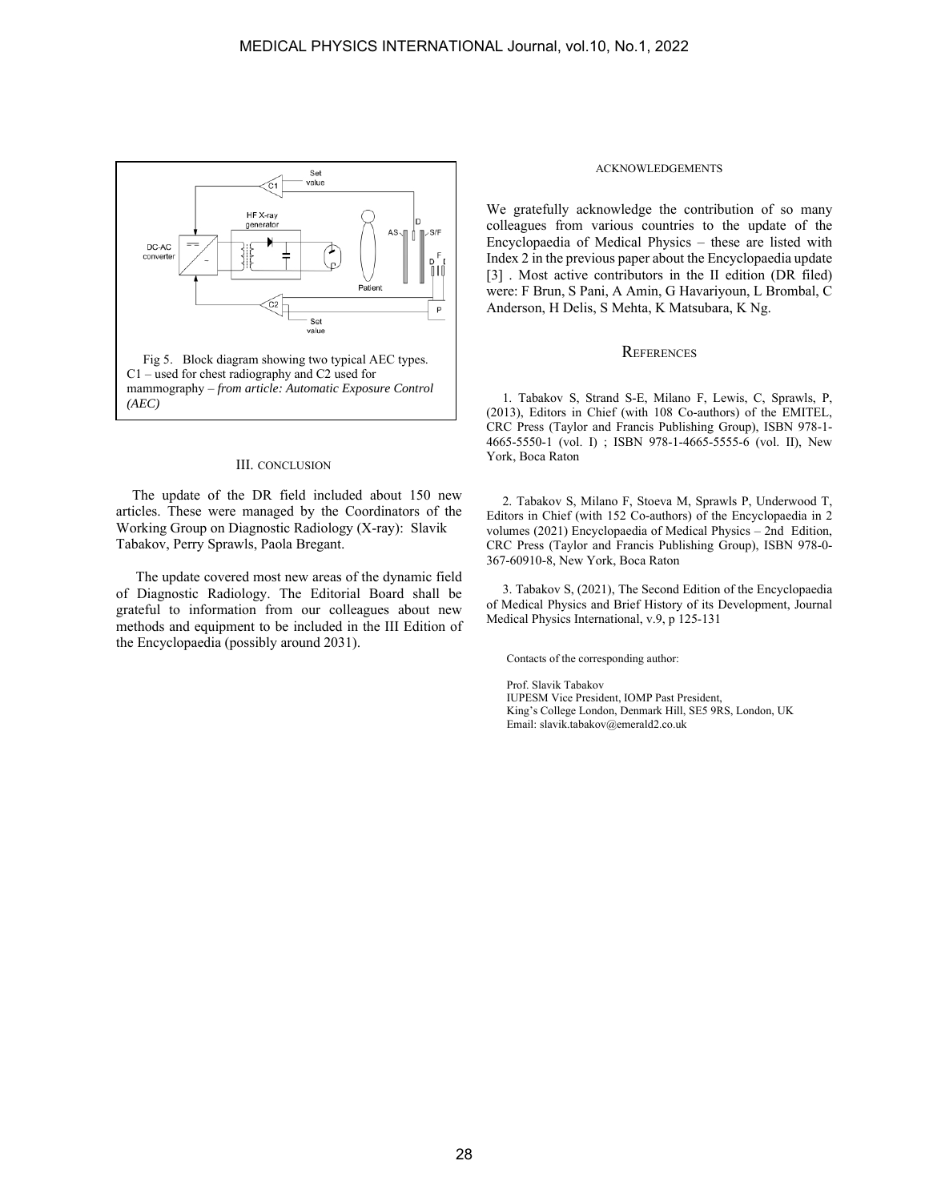Set value

C1

HF X-ray generator

DC-AC converter

AS

D

S/F

D

F

Patient

C2

P

Set value

Fig 5. Block diagram showing two typical AEC types. C1 – used for chest radiography and C2 used for mammography – *from article: Automatic Exposure Control (AEC)*

## III. CONCLUSION

The update of the DR field included about 150 new articles. These were managed by the Coordinators of the Working Group on Diagnostic Radiology (X-ray): Slavik Tabakov, Perry Sprawls, Paola Bregant.

The update covered most new areas of the dynamic field of Diagnostic Radiology. The Editorial Board shall be grateful to information from our colleagues about new methods and equipment to be included in the III Edition of the Encyclopaedia (possibly around 2031).

#### ACKNOWLEDGEMENTS

We gratefully acknowledge the contribution of so many colleagues from various countries to the update of the Encyclopaedia of Medical Physics – these are listed with Index 2 in the previous paper about the Encyclopaedia update [3] . Most active contributors in the II edition (DR filed) were: F Brun, S Pani, A Amin, G Havariyoun, L Brombal, C Anderson, H Delis, S Mehta, K Matsubara, K Ng.

## REFERENCES

1. Tabakov S, Strand S-E, Milano F, Lewis, C, Sprawls, P, (2013), Editors in Chief (with 108 Co-authors) of the EMITEL, CRC Press (Taylor and Francis Publishing Group), ISBN 978-1-4665-5550-1 (vol. I) ; ISBN 978-1-4665-5555-6 (vol. II), New York, Boca Raton

2. Tabakov S, Milano F, Stoeva M, Sprawls P, Underwood T, Editors in Chief (with 152 Co-authors) of the Encyclopaedia in 2 volumes (2021) Encyclopaedia of Medical Physics – 2nd Edition, CRC Press (Taylor and Francis Publishing Group), ISBN 978-0-367-60910-8, New York, Boca Raton

3. Tabakov S, (2021), The Second Edition of the Encyclopaedia of Medical Physics and Brief History of its Development, Journal Medical Physics International, v.9, p 125-131

Contacts of the corresponding author:

Prof. Slavik Tabakov
IUPESM Vice President, IOMP Past President,
King's College London, Denmark Hill, SE5 9RS, London, UK
Email: slavik.tabakov@emerald2.co.uk